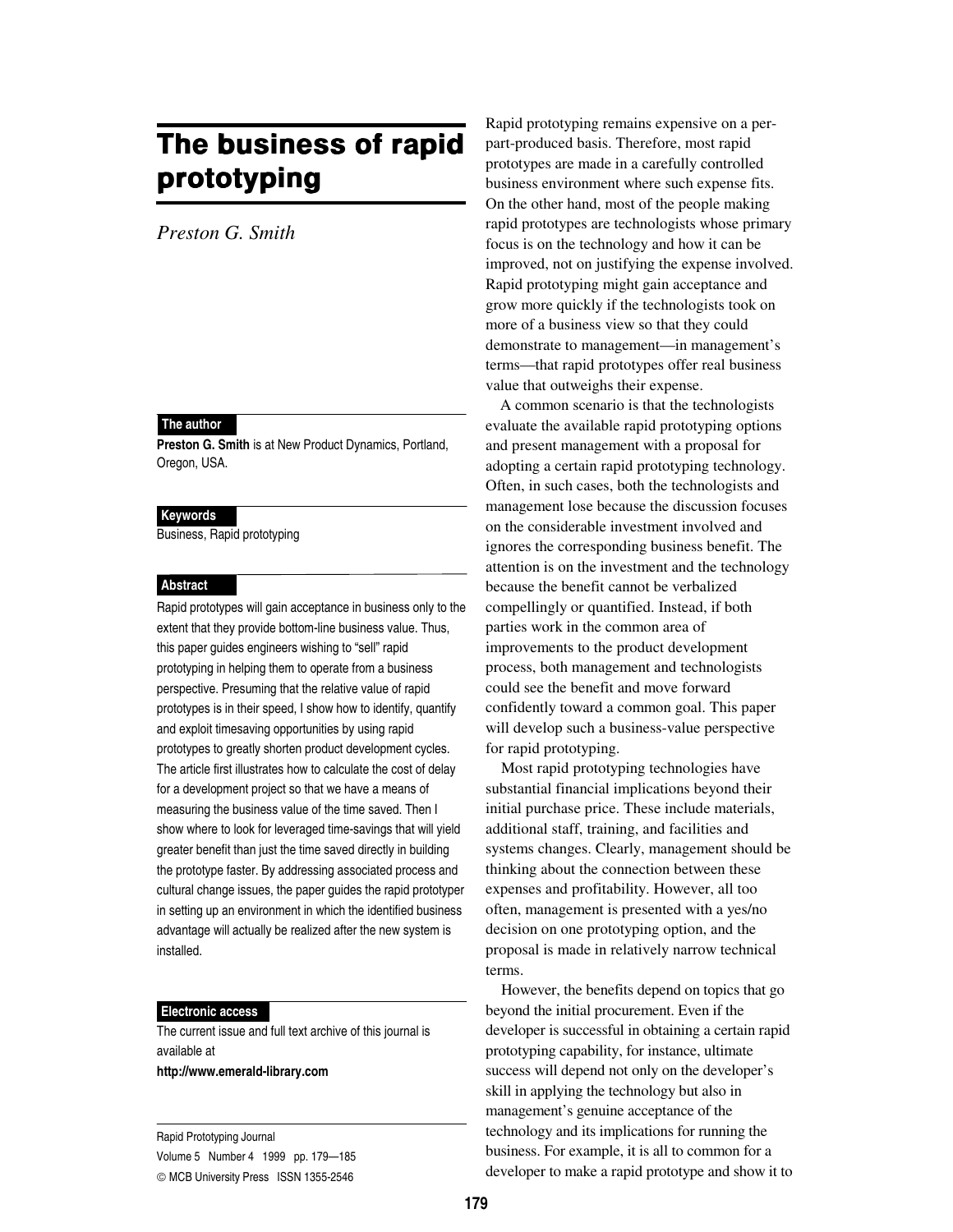# The business of rapid prototyping

*Preston G. Smith*

**The author**

**Preston G. Smith** is at New Product Dynamics, Portland, Oregon, USA.

**Keywords**

Business, Rapid prototyping

**Abstract**

Rapid prototypes will gain acceptance in business only to the extent that they provide bottom-line business value. Thus, this paper guides engineers wishing to "sell" rapid prototyping in helping them to operate from a business perspective. Presuming that the relative value of rapid prototypes is in their speed, I show how to identify, quantify and exploit timesaving opportunities by using rapid prototypes to greatly shorten product development cycles. The article first illustrates how to calculate the cost of delay for a development project so that we have a means of measuring the business value of the time saved. Then I show where to look for leveraged time-savings that will yield greater benefit than just the time saved directly in building the prototype faster. By addressing associated process and cultural change issues, the paper guides the rapid prototyper in setting up an environment in which the identified business advantage will actually be realized after the new system is installed.

**Electronic access**

The current issue and full text archive of this journal is available at

**http://www.emerald-library.com**

Rapid prototyping remains expensive on a per-part-produced basis. Therefore, most rapid prototypes are made in a carefully controlled business environment where such expense fits. On the other hand, most of the people making rapid prototypes are technologists whose primary focus is on the technology and how it can be improved, not on justifying the expense involved. Rapid prototyping might gain acceptance and grow more quickly if the technologists took on more of a business view so that they could demonstrate to management—in management's terms—that rapid prototypes offer real business value that outweighs their expense.

A common scenario is that the technologists evaluate the available rapid prototyping options and present management with a proposal for adopting a certain rapid prototyping technology. Often, in such cases, both the technologists and management lose because the discussion focuses on the considerable investment involved and ignores the corresponding business benefit. The attention is on the investment and the technology because the benefit cannot be verbalized compellingly or quantified. Instead, if both parties work in the common area of improvements to the product development process, both management and technologists could see the benefit and move forward confidently toward a common goal. This paper will develop such a business-value perspective for rapid prototyping.

Most rapid prototyping technologies have substantial financial implications beyond their initial purchase price. These include materials, additional staff, training, and facilities and systems changes. Clearly, management should be thinking about the connection between these expenses and profitability. However, all too often, management is presented with a yes/no decision on one prototyping option, and the proposal is made in relatively narrow technical terms.

However, the benefits depend on topics that go beyond the initial procurement. Even if the developer is successful in obtaining a certain rapid prototyping capability, for instance, ultimate success will depend not only on the developer's skill in applying the technology but also in management's genuine acceptance of the technology and its implications for running the business. For example, it is all to common for a developer to make a rapid prototype and show it to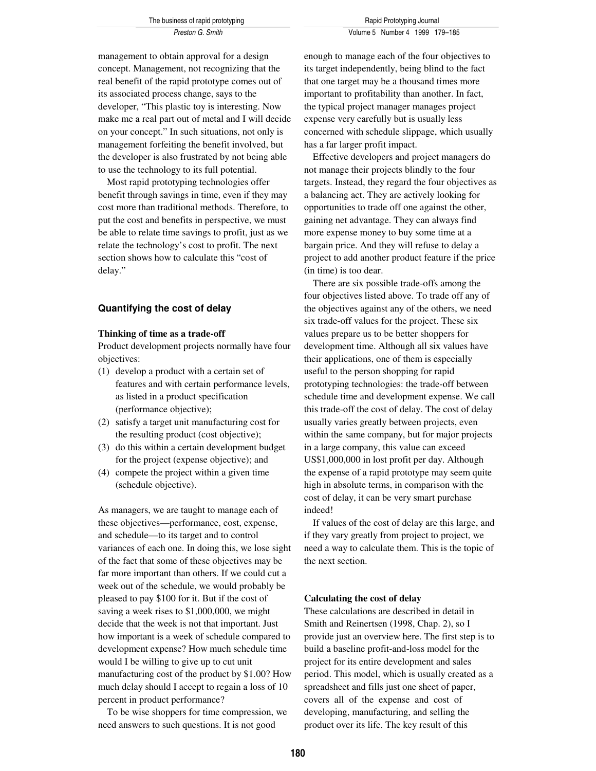management to obtain approval for a design concept. Management, not recognizing that the real benefit of the rapid prototype comes out of its associated process change, says to the developer, "This plastic toy is interesting. Now make me a real part out of metal and I will decide on your concept." In such situations, not only is management forfeiting the benefit involved, but the developer is also frustrated by not being able to use the technology to its full potential.

Most rapid prototyping technologies offer benefit through savings in time, even if they may cost more than traditional methods. Therefore, to put the cost and benefits in perspective, we must be able to relate time savings to profit, just as we relate the technology's cost to profit. The next section shows how to calculate this "cost of delay."

## Quantifying the cost of delay

### Thinking of time as a trade-off

Product development projects normally have four objectives:

(1) develop a product with a certain set of features and with certain performance levels, as listed in a product specification (performance objective);
(2) satisfy a target unit manufacturing cost for the resulting product (cost objective);
(3) do this within a certain development budget for the project (expense objective); and
(4) compete the project within a given time (schedule objective).

As managers, we are taught to manage each of these objectives—performance, cost, expense, and schedule—to its target and to control variances of each one. In doing this, we lose sight of the fact that some of these objectives may be far more important than others. If we could cut a week out of the schedule, we would probably be pleased to pay $100 for it. But if the cost of saving a week rises to $1,000,000, we might decide that the week is not that important. Just how important is a week of schedule compared to development expense? How much schedule time would I be willing to give up to cut unit manufacturing cost of the product by $1.00? How much delay should I accept to regain a loss of 10 percent in product performance?

To be wise shoppers for time compression, we need answers to such questions. It is not good enough to manage each of the four objectives to its target independently, being blind to the fact that one target may be a thousand times more important to profitability than another. In fact, the typical project manager manages project expense very carefully but is usually less concerned with schedule slippage, which usually has a far larger profit impact.

Effective developers and project managers do not manage their projects blindly to the four targets. Instead, they regard the four objectives as a balancing act. They are actively looking for opportunities to trade off one against the other, gaining net advantage. They can always find more expense money to buy some time at a bargain price. And they will refuse to delay a project to add another product feature if the price (in time) is too dear.

There are six possible trade-offs among the four objectives listed above. To trade off any of the objectives against any of the others, we need six trade-off values for the project. These six values prepare us to be better shoppers for development time. Although all six values have their applications, one of them is especially useful to the person shopping for rapid prototyping technologies: the trade-off between schedule time and development expense. We call this trade-off the cost of delay. The cost of delay usually varies greatly between projects, even within the same company, but for major projects in a large company, this value can exceed US$1,000,000 in lost profit per day. Although the expense of a rapid prototype may seem quite high in absolute terms, in comparison with the cost of delay, it can be very smart purchase indeed!

If values of the cost of delay are this large, and if they vary greatly from project to project, we need a way to calculate them. This is the topic of the next section.

### Calculating the cost of delay

These calculations are described in detail in Smith and Reinertsen (1998, Chap. 2), so I provide just an overview here. The first step is to build a baseline profit-and-loss model for the project for its entire development and sales period. This model, which is usually created as a spreadsheet and fills just one sheet of paper, covers all of the expense and cost of developing, manufacturing, and selling the product over its life. The key result of this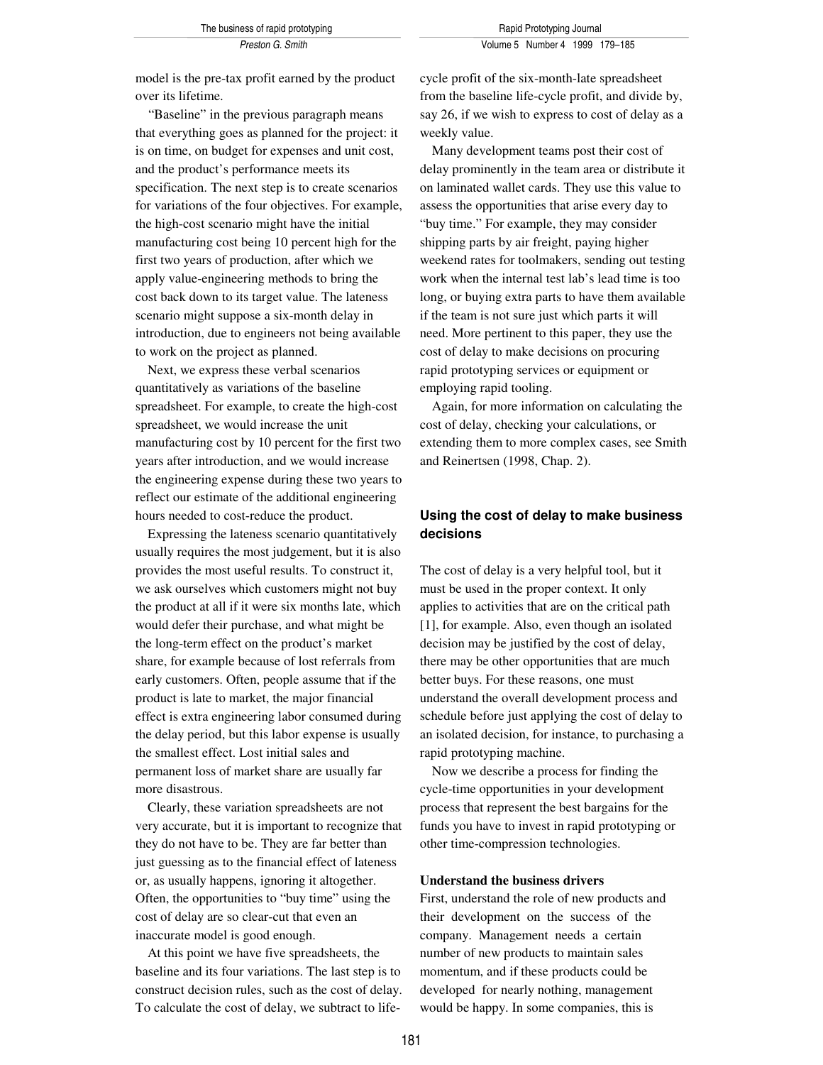model is the pre-tax profit earned by the product over its lifetime.

"Baseline" in the previous paragraph means that everything goes as planned for the project: it is on time, on budget for expenses and unit cost, and the product's performance meets its specification. The next step is to create scenarios for variations of the four objectives. For example, the high-cost scenario might have the initial manufacturing cost being 10 percent high for the first two years of production, after which we apply value-engineering methods to bring the cost back down to its target value. The lateness scenario might suppose a six-month delay in introduction, due to engineers not being available to work on the project as planned.

Next, we express these verbal scenarios quantitatively as variations of the baseline spreadsheet. For example, to create the high-cost spreadsheet, we would increase the unit manufacturing cost by 10 percent for the first two years after introduction, and we would increase the engineering expense during these two years to reflect our estimate of the additional engineering hours needed to cost-reduce the product.

Expressing the lateness scenario quantitatively usually requires the most judgement, but it is also provides the most useful results. To construct it, we ask ourselves which customers might not buy the product at all if it were six months late, which would defer their purchase, and what might be the long-term effect on the product's market share, for example because of lost referrals from early customers. Often, people assume that if the product is late to market, the major financial effect is extra engineering labor consumed during the delay period, but this labor expense is usually the smallest effect. Lost initial sales and permanent loss of market share are usually far more disastrous.

Clearly, these variation spreadsheets are not very accurate, but it is important to recognize that they do not have to be. They are far better than just guessing as to the financial effect of lateness or, as usually happens, ignoring it altogether. Often, the opportunities to "buy time" using the cost of delay are so clear-cut that even an inaccurate model is good enough.

At this point we have five spreadsheets, the baseline and its four variations. The last step is to construct decision rules, such as the cost of delay. To calculate the cost of delay, we subtract to life-cycle profit of the six-month-late spreadsheet from the baseline life-cycle profit, and divide by, say 26, if we wish to express to cost of delay as a weekly value.

Many development teams post their cost of delay prominently in the team area or distribute it on laminated wallet cards. They use this value to assess the opportunities that arise every day to "buy time." For example, they may consider shipping parts by air freight, paying higher weekend rates for toolmakers, sending out testing work when the internal test lab's lead time is too long, or buying extra parts to have them available if the team is not sure just which parts it will need. More pertinent to this paper, they use the cost of delay to make decisions on procuring rapid prototyping services or equipment or employing rapid tooling.

Again, for more information on calculating the cost of delay, checking your calculations, or extending them to more complex cases, see Smith and Reinertsen (1998, Chap. 2).

## Using the cost of delay to make business decisions

The cost of delay is a very helpful tool, but it must be used in the proper context. It only applies to activities that are on the critical path [1], for example. Also, even though an isolated decision may be justified by the cost of delay, there may be other opportunities that are much better buys. For these reasons, one must understand the overall development process and schedule before just applying the cost of delay to an isolated decision, for instance, to purchasing a rapid prototyping machine.

Now we describe a process for finding the cycle-time opportunities in your development process that represent the best bargains for the funds you have to invest in rapid prototyping or other time-compression technologies.

**Understand the business drivers**

First, understand the role of new products and their development on the success of the company. Management needs a certain number of new products to maintain sales momentum, and if these products could be developed for nearly nothing, management would be happy. In some companies, this is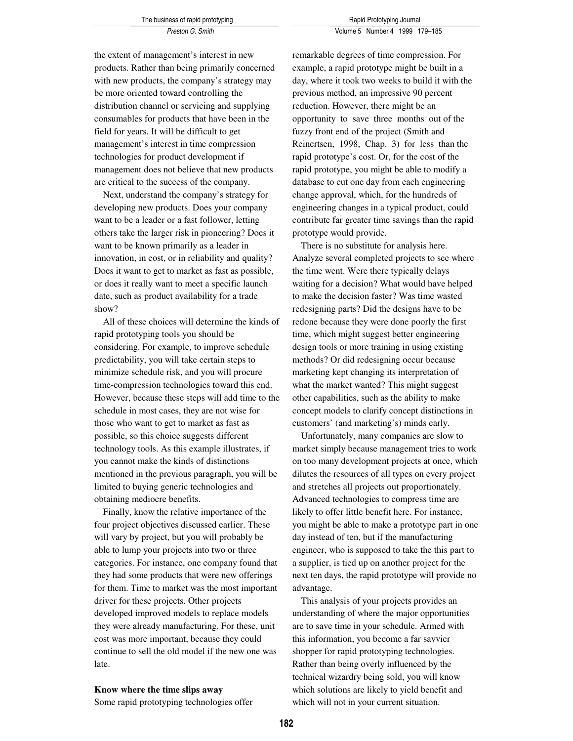the extent of management's interest in new products. Rather than being primarily concerned with new products, the company's strategy may be more oriented toward controlling the distribution channel or servicing and supplying consumables for products that have been in the field for years. It will be difficult to get management's interest in time compression technologies for product development if management does not believe that new products are critical to the success of the company.

Next, understand the company's strategy for developing new products. Does your company want to be a leader or a fast follower, letting others take the larger risk in pioneering? Does it want to be known primarily as a leader in innovation, in cost, or in reliability and quality? Does it want to get to market as fast as possible, or does it really want to meet a specific launch date, such as product availability for a trade show?

All of these choices will determine the kinds of rapid prototyping tools you should be considering. For example, to improve schedule predictability, you will take certain steps to minimize schedule risk, and you will procure time-compression technologies toward this end. However, because these steps will add time to the schedule in most cases, they are not wise for those who want to get to market as fast as possible, so this choice suggests different technology tools. As this example illustrates, if you cannot make the kinds of distinctions mentioned in the previous paragraph, you will be limited to buying generic technologies and obtaining mediocre benefits.

Finally, know the relative importance of the four project objectives discussed earlier. These will vary by project, but you will probably be able to lump your projects into two or three categories. For instance, one company found that they had some products that were new offerings for them. Time to market was the most important driver for these projects. Other projects developed improved models to replace models they were already manufacturing. For these, unit cost was more important, because they could continue to sell the old model if the new one was late.

**Know where the time slips away**

Some rapid prototyping technologies offer remarkable degrees of time compression. For example, a rapid prototype might be built in a day, where it took two weeks to build it with the previous method, an impressive 90 percent reduction. However, there might be an opportunity to save three months out of the fuzzy front end of the project (Smith and Reinertsen, 1998, Chap. 3) for less than the rapid prototype's cost. Or, for the cost of the rapid prototype, you might be able to modify a database to cut one day from each engineering change approval, which, for the hundreds of engineering changes in a typical product, could contribute far greater time savings than the rapid prototype would provide.

There is no substitute for analysis here. Analyze several completed projects to see where the time went. Were there typically delays waiting for a decision? What would have helped to make the decision faster? Was time wasted redesigning parts? Did the designs have to be redone because they were done poorly the first time, which might suggest better engineering design tools or more training in using existing methods? Or did redesigning occur because marketing kept changing its interpretation of what the market wanted? This might suggest other capabilities, such as the ability to make concept models to clarify concept distinctions in customers' (and marketing's) minds early.

Unfortunately, many companies are slow to market simply because management tries to work on too many development projects at once, which dilutes the resources of all types on every project and stretches all projects out proportionately. Advanced technologies to compress time are likely to offer little benefit here. For instance, you might be able to make a prototype part in one day instead of ten, but if the manufacturing engineer, who is supposed to take the this part to a supplier, is tied up on another project for the next ten days, the rapid prototype will provide no advantage.

This analysis of your projects provides an understanding of where the major opportunities are to save time in your schedule. Armed with this information, you become a far savvier shopper for rapid prototyping technologies. Rather than being overly influenced by the technical wizardry being sold, you will know which solutions are likely to yield benefit and which will not in your current situation.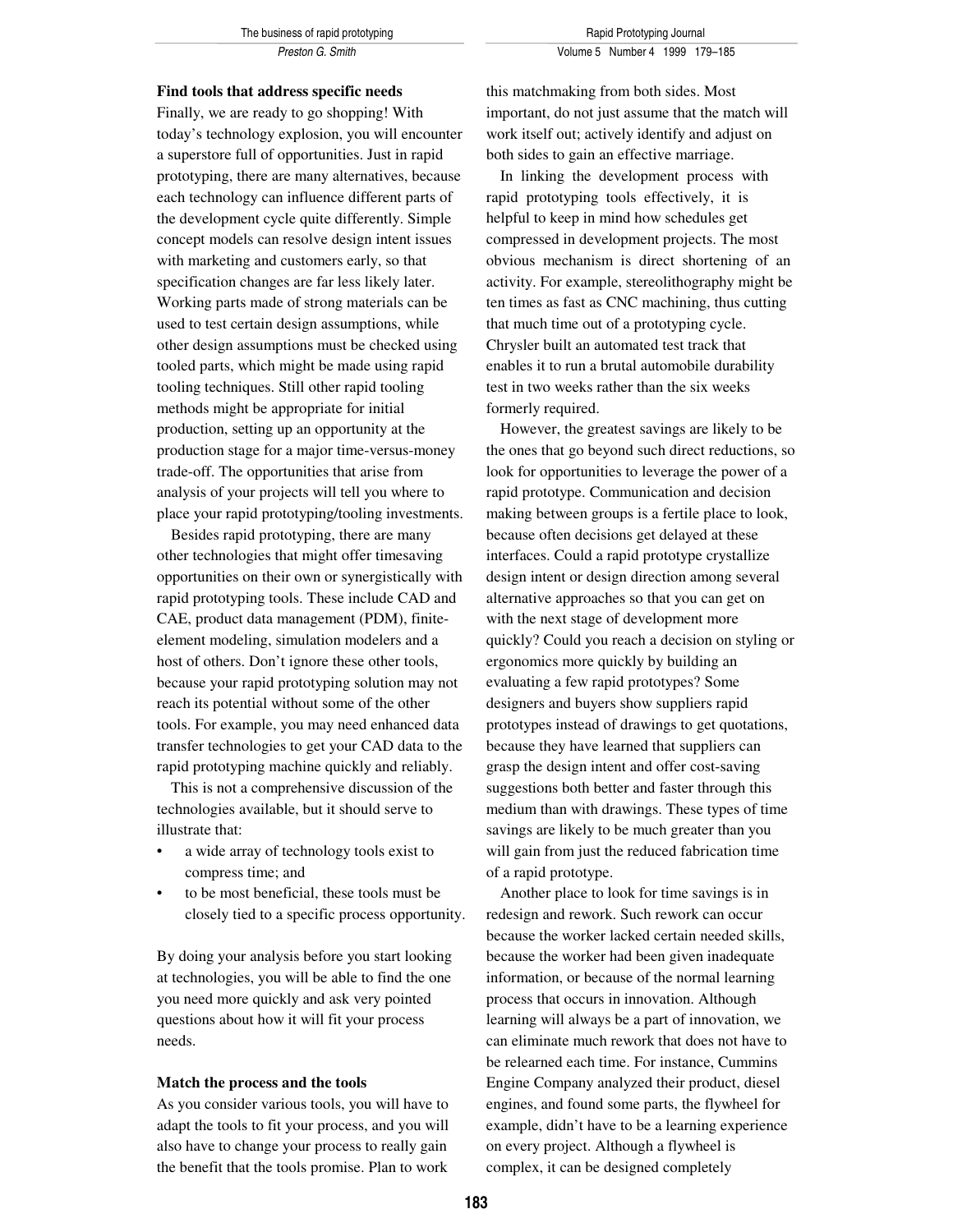### Find tools that address specific needs

Finally, we are ready to go shopping! With today's technology explosion, you will encounter a superstore full of opportunities. Just in rapid prototyping, there are many alternatives, because each technology can influence different parts of the development cycle quite differently. Simple concept models can resolve design intent issues with marketing and customers early, so that specification changes are far less likely later. Working parts made of strong materials can be used to test certain design assumptions, while other design assumptions must be checked using tooled parts, which might be made using rapid tooling techniques. Still other rapid tooling methods might be appropriate for initial production, setting up an opportunity at the production stage for a major time-versus-money trade-off. The opportunities that arise from analysis of your projects will tell you where to place your rapid prototyping/tooling investments.

Besides rapid prototyping, there are many other technologies that might offer timesaving opportunities on their own or synergistically with rapid prototyping tools. These include CAD and CAE, product data management (PDM), finite-element modeling, simulation modelers and a host of others. Don't ignore these other tools, because your rapid prototyping solution may not reach its potential without some of the other tools. For example, you may need enhanced data transfer technologies to get your CAD data to the rapid prototyping machine quickly and reliably.

This is not a comprehensive discussion of the technologies available, but it should serve to illustrate that:

- a wide array of technology tools exist to compress time; and
- to be most beneficial, these tools must be closely tied to a specific process opportunity.

By doing your analysis before you start looking at technologies, you will be able to find the one you need more quickly and ask very pointed questions about how it will fit your process needs.

### Match the process and the tools

As you consider various tools, you will have to adapt the tools to fit your process, and you will also have to change your process to really gain the benefit that the tools promise. Plan to work this matchmaking from both sides. Most important, do not just assume that the match will work itself out; actively identify and adjust on both sides to gain an effective marriage.

In linking the development process with rapid prototyping tools effectively, it is helpful to keep in mind how schedules get compressed in development projects. The most obvious mechanism is direct shortening of an activity. For example, stereolithography might be ten times as fast as CNC machining, thus cutting that much time out of a prototyping cycle. Chrysler built an automated test track that enables it to run a brutal automobile durability test in two weeks rather than the six weeks formerly required.

However, the greatest savings are likely to be the ones that go beyond such direct reductions, so look for opportunities to leverage the power of a rapid prototype. Communication and decision making between groups is a fertile place to look, because often decisions get delayed at these interfaces. Could a rapid prototype crystallize design intent or design direction among several alternative approaches so that you can get on with the next stage of development more quickly? Could you reach a decision on styling or ergonomics more quickly by building an evaluating a few rapid prototypes? Some designers and buyers show suppliers rapid prototypes instead of drawings to get quotations, because they have learned that suppliers can grasp the design intent and offer cost-saving suggestions both better and faster through this medium than with drawings. These types of time savings are likely to be much greater than you will gain from just the reduced fabrication time of a rapid prototype.

Another place to look for time savings is in redesign and rework. Such rework can occur because the worker lacked certain needed skills, because the worker had been given inadequate information, or because of the normal learning process that occurs in innovation. Although learning will always be a part of innovation, we can eliminate much rework that does not have to be relearned each time. For instance, Cummins Engine Company analyzed their product, diesel engines, and found some parts, the flywheel for example, didn't have to be a learning experience on every project. Although a flywheel is complex, it can be designed completely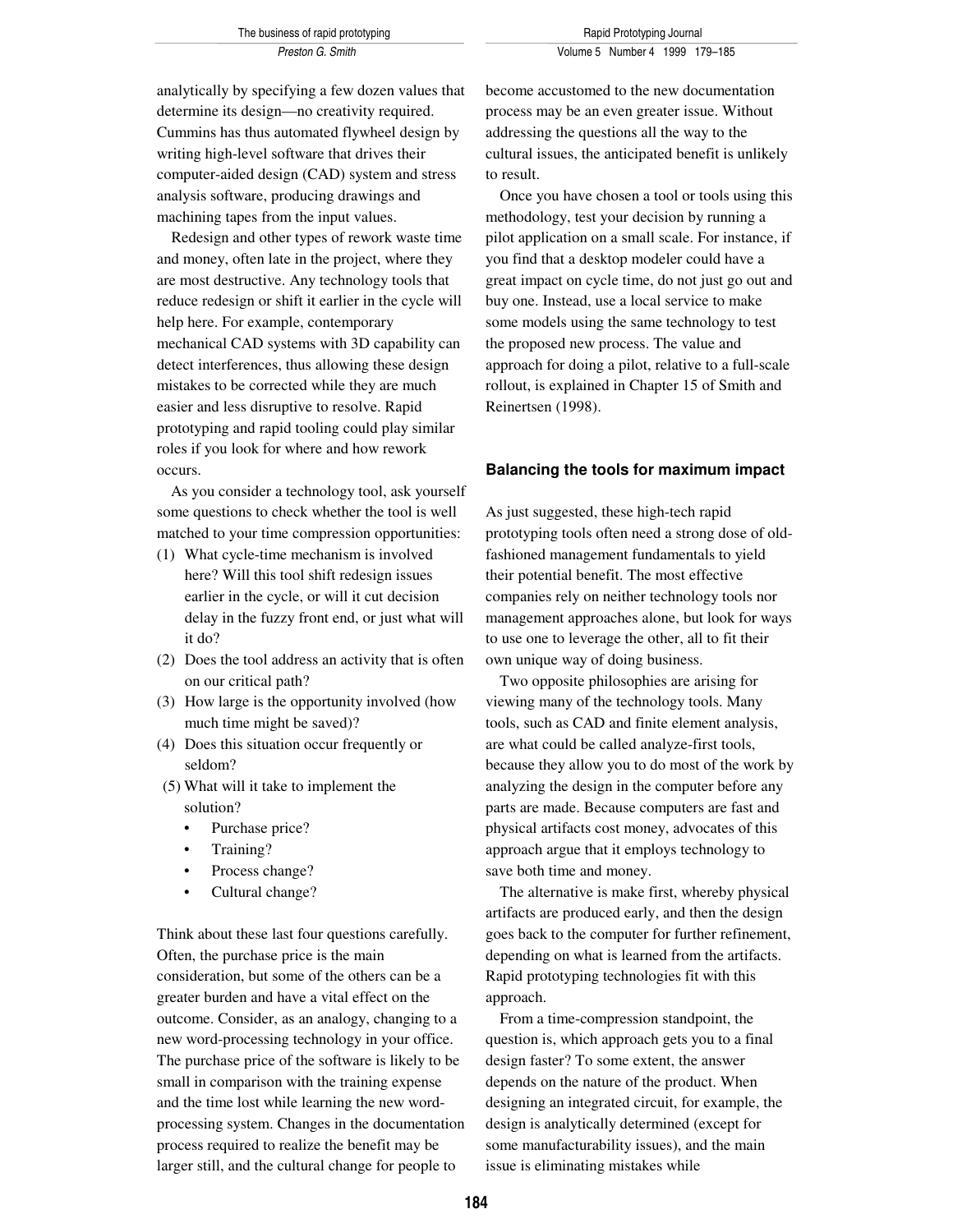analytically by specifying a few dozen values that determine its design—no creativity required. Cummins has thus automated flywheel design by writing high-level software that drives their computer-aided design (CAD) system and stress analysis software, producing drawings and machining tapes from the input values.

Redesign and other types of rework waste time and money, often late in the project, where they are most destructive. Any technology tools that reduce redesign or shift it earlier in the cycle will help here. For example, contemporary mechanical CAD systems with 3D capability can detect interferences, thus allowing these design mistakes to be corrected while they are much easier and less disruptive to resolve. Rapid prototyping and rapid tooling could play similar roles if you look for where and how rework occurs.

As you consider a technology tool, ask yourself some questions to check whether the tool is well matched to your time compression opportunities:

(1) What cycle-time mechanism is involved here? Will this tool shift redesign issues earlier in the cycle, or will it cut decision delay in the fuzzy front end, or just what will it do?
(2) Does the tool address an activity that is often on our critical path?
(3) How large is the opportunity involved (how much time might be saved)?
(4) Does this situation occur frequently or seldom?
(5) What will it take to implement the solution?
    - Purchase price?
    - Training?
    - Process change?
    - Cultural change?

Think about these last four questions carefully. Often, the purchase price is the main consideration, but some of the others can be a greater burden and have a vital effect on the outcome. Consider, as an analogy, changing to a new word-processing technology in your office. The purchase price of the software is likely to be small in comparison with the training expense and the time lost while learning the new word-processing system. Changes in the documentation process required to realize the benefit may be larger still, and the cultural change for people to become accustomed to the new documentation process may be an even greater issue. Without addressing the questions all the way to the cultural issues, the anticipated benefit is unlikely to result.

Once you have chosen a tool or tools using this methodology, test your decision by running a pilot application on a small scale. For instance, if you find that a desktop modeler could have a great impact on cycle time, do not just go out and buy one. Instead, use a local service to make some models using the same technology to test the proposed new process. The value and approach for doing a pilot, relative to a full-scale rollout, is explained in Chapter 15 of Smith and Reinertsen (1998).

## Balancing the tools for maximum impact

As just suggested, these high-tech rapid prototyping tools often need a strong dose of old-fashioned management fundamentals to yield their potential benefit. The most effective companies rely on neither technology tools nor management approaches alone, but look for ways to use one to leverage the other, all to fit their own unique way of doing business.

Two opposite philosophies are arising for viewing many of the technology tools. Many tools, such as CAD and finite element analysis, are what could be called analyze-first tools, because they allow you to do most of the work by analyzing the design in the computer before any parts are made. Because computers are fast and physical artifacts cost money, advocates of this approach argue that it employs technology to save both time and money.

The alternative is make first, whereby physical artifacts are produced early, and then the design goes back to the computer for further refinement, depending on what is learned from the artifacts. Rapid prototyping technologies fit with this approach.

From a time-compression standpoint, the question is, which approach gets you to a final design faster? To some extent, the answer depends on the nature of the product. When designing an integrated circuit, for example, the design is analytically determined (except for some manufacturability issues), and the main issue is eliminating mistakes while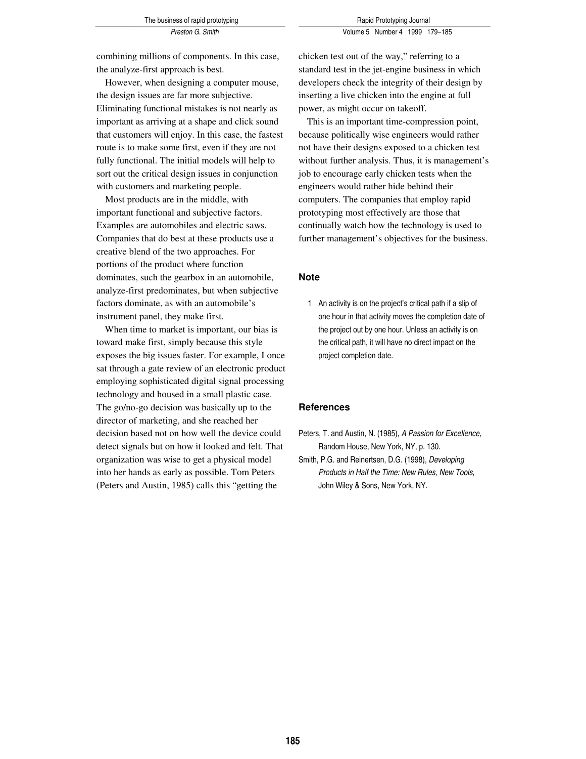combining millions of components. In this case, the analyze-first approach is best.

However, when designing a computer mouse, the design issues are far more subjective. Eliminating functional mistakes is not nearly as important as arriving at a shape and click sound that customers will enjoy. In this case, the fastest route is to make some first, even if they are not fully functional. The initial models will help to sort out the critical design issues in conjunction with customers and marketing people.

Most products are in the middle, with important functional and subjective factors. Examples are automobiles and electric saws. Companies that do best at these products use a creative blend of the two approaches. For portions of the product where function dominates, such the gearbox in an automobile, analyze-first predominates, but when subjective factors dominate, as with an automobile's instrument panel, they make first.

When time to market is important, our bias is toward make first, simply because this style exposes the big issues faster. For example, I once sat through a gate review of an electronic product employing sophisticated digital signal processing technology and housed in a small plastic case. The go/no-go decision was basically up to the director of marketing, and she reached her decision based not on how well the device could detect signals but on how it looked and felt. That organization was wise to get a physical model into her hands as early as possible. Tom Peters (Peters and Austin, 1985) calls this "getting the chicken test out of the way," referring to a standard test in the jet-engine business in which developers check the integrity of their design by inserting a live chicken into the engine at full power, as might occur on takeoff.

This is an important time-compression point, because politically wise engineers would rather not have their designs exposed to a chicken test without further analysis. Thus, it is management's job to encourage early chicken tests when the engineers would rather hide behind their computers. The companies that employ rapid prototyping most effectively are those that continually watch how the technology is used to further management's objectives for the business.

## Note

1 An activity is on the project's critical path if a slip of one hour in that activity moves the completion date of the project out by one hour. Unless an activity is on the critical path, it will have no direct impact on the project completion date.

## References

Peters, T. and Austin, N. (1985), *A Passion for Excellence,* Random House, New York, NY, p. 130.

Smith, P.G. and Reinertsen, D.G. (1998), *Developing Products in Half the Time: New Rules, New Tools*, John Wiley & Sons, New York, NY.